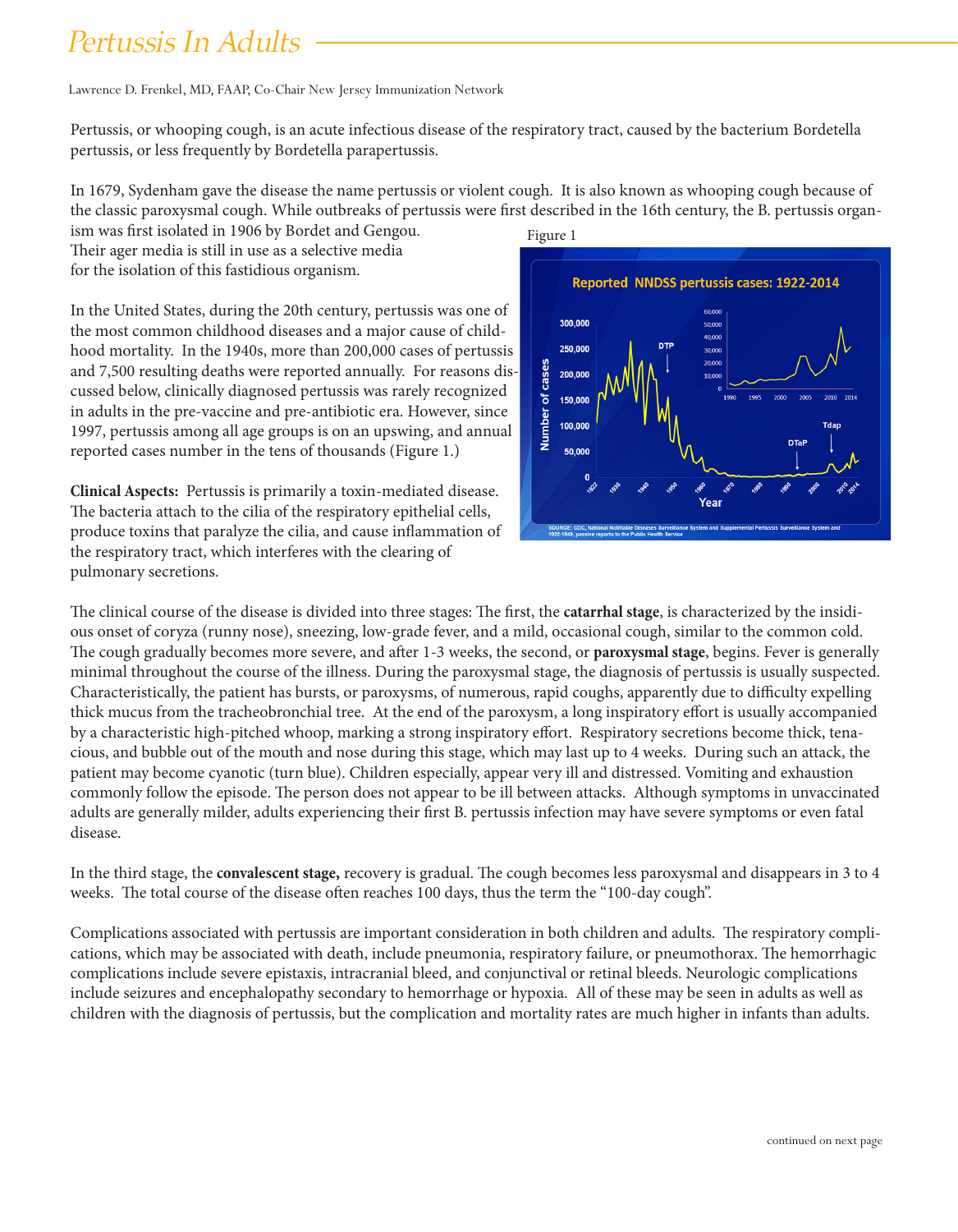# Pertussis In Adults

Lawrence D. Frenkel, MD, FAAP, Co-Chair New Jersey Immunization Network

Pertussis, or whooping cough, is an acute infectious disease of the respiratory tract, caused by the bacterium Bordetella pertussis, or less frequently by Bordetella parapertussis.

In 1679, Sydenham gave the disease the name pertussis or violent cough. It is also known as whooping cough because of the classic paroxysmal cough. While outbreaks of pertussis were first described in the 16th century, the B. pertussis organism was first isolated in 1906 by Bordet and Gengou. Their ager media is still in use as a selective media for the isolation of this fastidious organism.

In the United States, during the 20th century, pertussis was one of the most common childhood diseases and a major cause of childhood mortality. In the 1940s, more than 200,000 cases of pertussis and 7,500 resulting deaths were reported annually. For reasons discussed below, clinically diagnosed pertussis was rarely recognized in adults in the pre-vaccine and pre-antibiotic era. However, since 1997, pertussis among all age groups is on an upswing, and annual reported cases number in the tens of thousands (Figure 1.)

Figure 1

**Clinical Aspects:** Pertussis is primarily a toxin-mediated disease. The bacteria attach to the cilia of the respiratory epithelial cells, produce toxins that paralyze the cilia, and cause inflammation of the respiratory tract, which interferes with the clearing of pulmonary secretions.

The clinical course of the disease is divided into three stages: The first, the **catarrhal stage**, is characterized by the insidious onset of coryza (runny nose), sneezing, low-grade fever, and a mild, occasional cough, similar to the common cold. The cough gradually becomes more severe, and after 1-3 weeks, the second, or **paroxysmal stage**, begins. Fever is generally minimal throughout the course of the illness. During the paroxysmal stage, the diagnosis of pertussis is usually suspected. Characteristically, the patient has bursts, or paroxysms, of numerous, rapid coughs, apparently due to difficulty expelling thick mucus from the tracheobronchial tree. At the end of the paroxysm, a long inspiratory effort is usually accompanied by a characteristic high-pitched whoop, marking a strong inspiratory effort. Respiratory secretions become thick, tenacious, and bubble out of the mouth and nose during this stage, which may last up to 4 weeks. During such an attack, the patient may become cyanotic (turn blue). Children especially, appear very ill and distressed. Vomiting and exhaustion commonly follow the episode. The person does not appear to be ill between attacks. Although symptoms in unvaccinated adults are generally milder, adults experiencing their first B. pertussis infection may have severe symptoms or even fatal disease.

In the third stage, the **convalescent stage,** recovery is gradual. The cough becomes less paroxysmal and disappears in 3 to 4 weeks. The total course of the disease often reaches 100 days, thus the term the "100-day cough".

Complications associated with pertussis are important consideration in both children and adults. The respiratory complications, which may be associated with death, include pneumonia, respiratory failure, or pneumothorax. The hemorrhagic complications include severe epistaxis, intracranial bleed, and conjunctival or retinal bleeds. Neurologic complications include seizures and encephalopathy secondary to hemorrhage or hypoxia. All of these may be seen in adults as well as children with the diagnosis of pertussis, but the complication and mortality rates are much higher in infants than adults.

continued on next page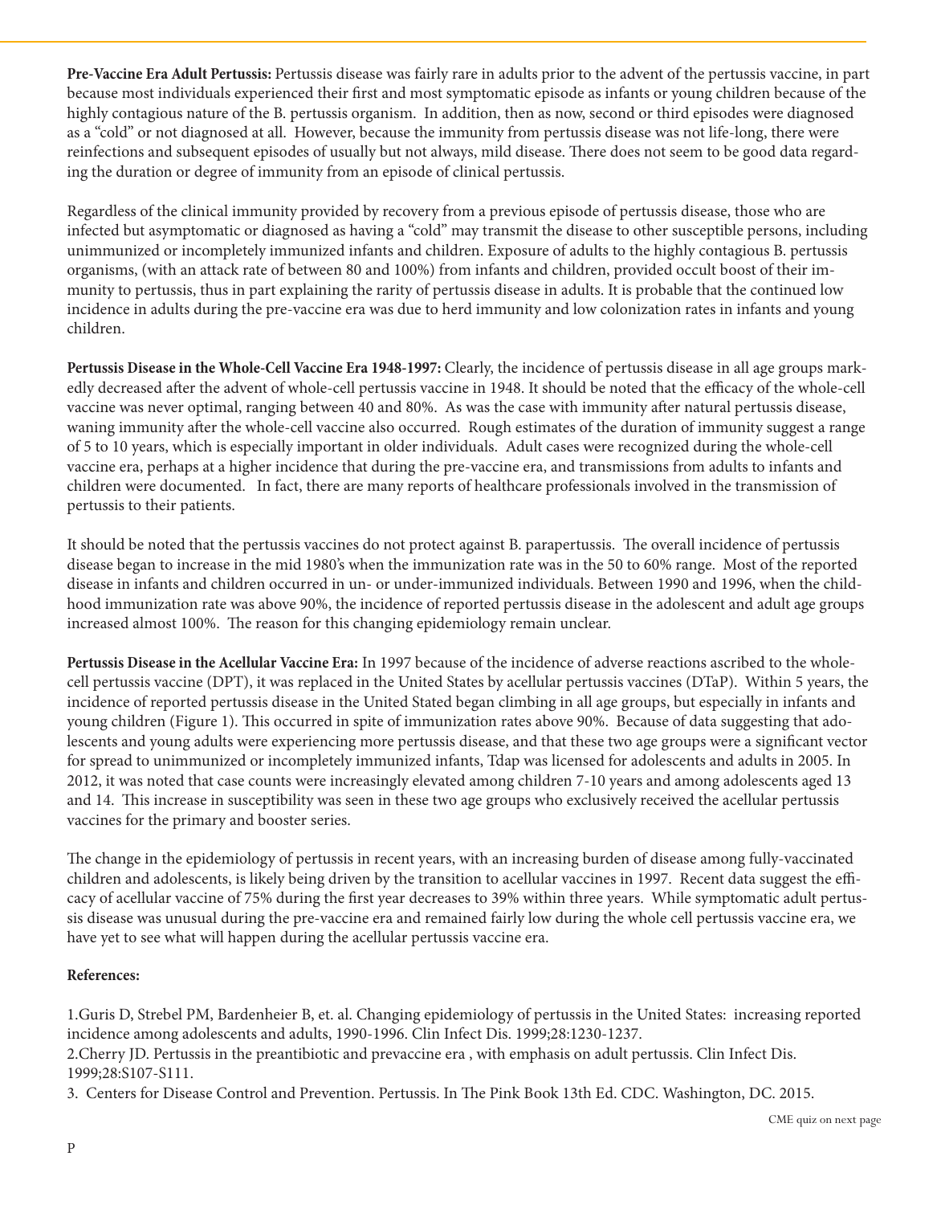**Pre-Vaccine Era Adult Pertussis:** Pertussis disease was fairly rare in adults prior to the advent of the pertussis vaccine, in part because most individuals experienced their first and most symptomatic episode as infants or young children because of the highly contagious nature of the B. pertussis organism. In addition, then as now, second or third episodes were diagnosed as a "cold" or not diagnosed at all. However, because the immunity from pertussis disease was not life-long, there were reinfections and subsequent episodes of usually but not always, mild disease. There does not seem to be good data regarding the duration or degree of immunity from an episode of clinical pertussis.

Regardless of the clinical immunity provided by recovery from a previous episode of pertussis disease, those who are infected but asymptomatic or diagnosed as having a "cold" may transmit the disease to other susceptible persons, including unimmunized or incompletely immunized infants and children. Exposure of adults to the highly contagious B. pertussis organisms, (with an attack rate of between 80 and 100%) from infants and children, provided occult boost of their immunity to pertussis, thus in part explaining the rarity of pertussis disease in adults. It is probable that the continued low incidence in adults during the pre-vaccine era was due to herd immunity and low colonization rates in infants and young children.

**Pertussis Disease in the Whole-Cell Vaccine Era 1948-1997:** Clearly, the incidence of pertussis disease in all age groups markedly decreased after the advent of whole-cell pertussis vaccine in 1948. It should be noted that the efficacy of the whole-cell vaccine was never optimal, ranging between 40 and 80%. As was the case with immunity after natural pertussis disease, waning immunity after the whole-cell vaccine also occurred. Rough estimates of the duration of immunity suggest a range of 5 to 10 years, which is especially important in older individuals. Adult cases were recognized during the whole-cell vaccine era, perhaps at a higher incidence that during the pre-vaccine era, and transmissions from adults to infants and children were documented. In fact, there are many reports of healthcare professionals involved in the transmission of pertussis to their patients.

It should be noted that the pertussis vaccines do not protect against B. parapertussis. The overall incidence of pertussis disease began to increase in the mid 1980's when the immunization rate was in the 50 to 60% range. Most of the reported disease in infants and children occurred in un- or under-immunized individuals. Between 1990 and 1996, when the childhood immunization rate was above 90%, the incidence of reported pertussis disease in the adolescent and adult age groups increased almost 100%. The reason for this changing epidemiology remain unclear.

**Pertussis Disease in the Acellular Vaccine Era:** In 1997 because of the incidence of adverse reactions ascribed to the whole-cell pertussis vaccine (DPT), it was replaced in the United States by acellular pertussis vaccines (DTaP). Within 5 years, the incidence of reported pertussis disease in the United Stated began climbing in all age groups, but especially in infants and young children (Figure 1). This occurred in spite of immunization rates above 90%. Because of data suggesting that adolescents and young adults were experiencing more pertussis disease, and that these two age groups were a significant vector for spread to unimmunized or incompletely immunized infants, Tdap was licensed for adolescents and adults in 2005. In 2012, it was noted that case counts were increasingly elevated among children 7-10 years and among adolescents aged 13 and 14. This increase in susceptibility was seen in these two age groups who exclusively received the acellular pertussis vaccines for the primary and booster series.

The change in the epidemiology of pertussis in recent years, with an increasing burden of disease among fully-vaccinated children and adolescents, is likely being driven by the transition to acellular vaccines in 1997. Recent data suggest the efficacy of acellular vaccine of 75% during the first year decreases to 39% within three years. While symptomatic adult pertussis disease was unusual during the pre-vaccine era and remained fairly low during the whole cell pertussis vaccine era, we have yet to see what will happen during the acellular pertussis vaccine era.

**References:**

1. Guris D, Strebel PM, Bardenheier B, et. al. Changing epidemiology of pertussis in the United States: increasing reported incidence among adolescents and adults, 1990-1996. Clin Infect Dis. 1999;28:1230-1237.
2. Cherry JD. Pertussis in the preantibiotic and prevaccine era , with emphasis on adult pertussis. Clin Infect Dis. 1999;28:S107-S111.
3. Centers for Disease Control and Prevention. Pertussis. In The Pink Book 13th Ed. CDC. Washington, DC. 2015.

CME quiz on next page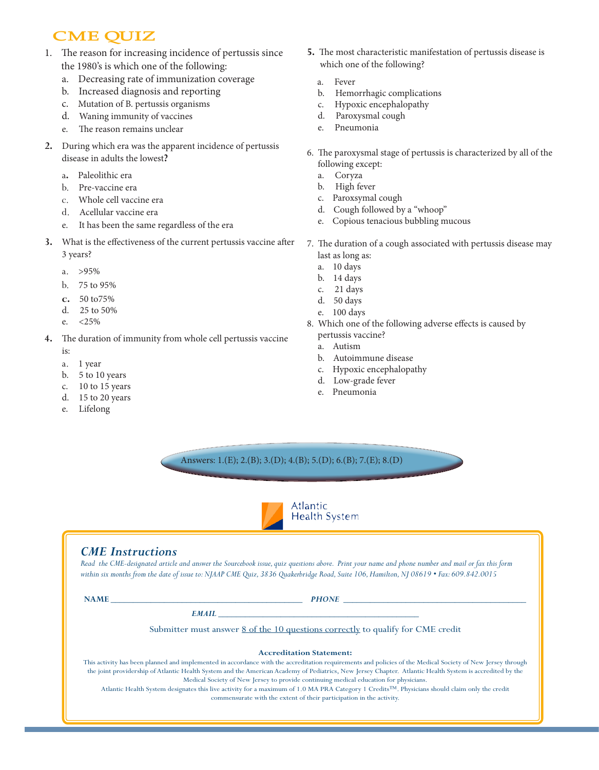# CME QUIZ

1. The reason for increasing incidence of pertussis since the 1980's is which one of the following:
   a. Decreasing rate of immunization coverage
   b. Increased diagnosis and reporting
   c. Mutation of B. pertussis organisms
   d. Waning immunity of vaccines
   e. The reason remains unclear

2. During which era was the apparent incidence of pertussis disease in adults the lowest?
   a. Paleolithic era
   b. Pre-vaccine era
   c. Whole cell vaccine era
   d. Acellular vaccine era
   e. It has been the same regardless of the era

3. What is the effectiveness of the current pertussis vaccine after 3 years?
   a. >95%
   b. 75 to 95%
   c. 50 to75%
   d. 25 to 50%
   e. <25%

4. The duration of immunity from whole cell pertussis vaccine is:
   a. 1 year
   b. 5 to 10 years
   c. 10 to 15 years
   d. 15 to 20 years
   e. Lifelong

5. The most characteristic manifestation of pertussis disease is which one of the following?
   a. Fever
   b. Hemorrhagic complications
   c. Hypoxic encephalopathy
   d. Paroxysmal cough
   e. Pneumonia

6. The paroxysmal stage of pertussis is characterized by all of the following except:
   a. Coryza
   b. High fever
   c. Paroxsymal cough
   d. Cough followed by a "whoop"
   e. Copious tenacious bubbling mucous

7. The duration of a cough associated with pertussis disease may last as long as:
   a. 10 days
   b. 14 days
   c. 21 days
   d. 50 days
   e. 100 days

8. Which one of the following adverse effects is caused by pertussis vaccine?
   a. Autism
   b. Autoimmune disease
   c. Hypoxic encephalopathy
   d. Low-grade fever
   e. Pneumonia

Answers: 1.(E); 2.(B); 3.(D); 4.(B); 5.(D); 6.(B); 7.(E); 8.(D)

Atlantic Health System

## *CME Instructions*

*Read the CME-designated article and answer the Sourcebook issue, quiz questions above. Print your name and phone number and mail or fax this form within six months from the date of issue to: NJAAP CME Quiz, 3836 Quakerbridge Road, Suite 106, Hamilton, NJ 08619 • Fax: 609.842.0015*

NAME ______________________________ PHONE ______________________________

EMAIL ______________________________

Submitter must answer 8 of the 10 questions correctly to qualify for CME credit

**Accreditation Statement:**

This activity has been planned and implemented in accordance with the accreditation requirements and policies of the Medical Society of New Jersey through the joint providership of Atlantic Health System and the American Academy of Pediatrics, New Jersey Chapter. Atlantic Health System is accredited by the Medical Society of New Jersey to provide continuing medical education for physicians.

Atlantic Health System designates this live activity for a maximum of 1.0 MA PRA Category 1 Credits™. Physicians should claim only the credit commensurate with the extent of their participation in the activity.